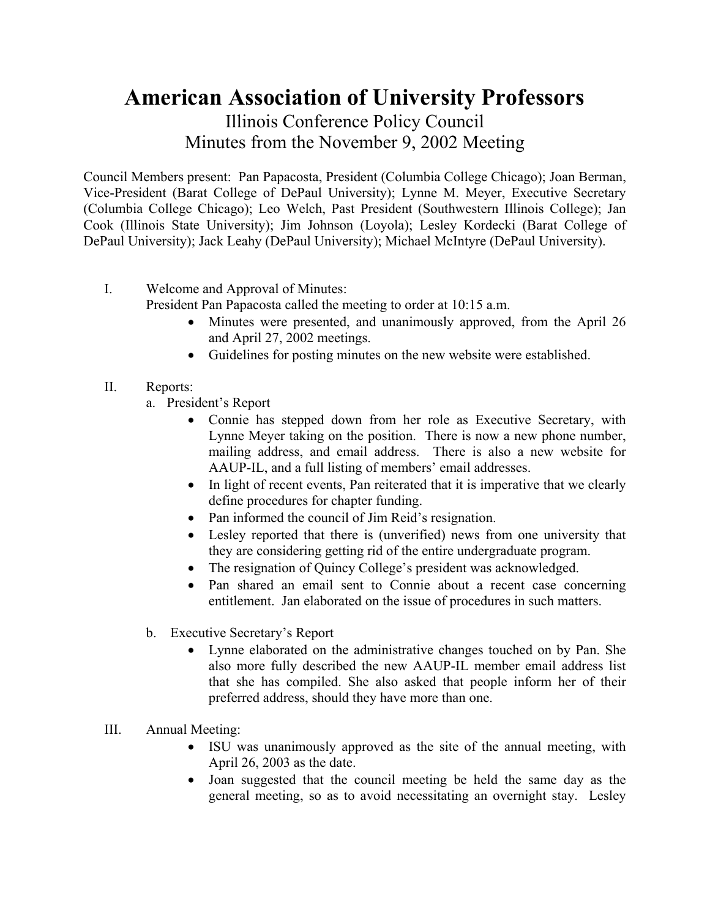# American Association of University Professors

## Illinois Conference Policy Council
## Minutes from the November 9, 2002 Meeting

Council Members present: Pan Papacosta, President (Columbia College Chicago); Joan Berman, Vice-President (Barat College of DePaul University); Lynne M. Meyer, Executive Secretary (Columbia College Chicago); Leo Welch, Past President (Southwestern Illinois College); Jan Cook (Illinois State University); Jim Johnson (Loyola); Lesley Kordecki (Barat College of DePaul University); Jack Leahy (DePaul University); Michael McIntyre (DePaul University).

I. Welcome and Approval of Minutes:
President Pan Papacosta called the meeting to order at 10:15 a.m.
- Minutes were presented, and unanimously approved, from the April 26 and April 27, 2002 meetings.
- Guidelines for posting minutes on the new website were established.

II. Reports:

a. President's Report
- Connie has stepped down from her role as Executive Secretary, with Lynne Meyer taking on the position. There is now a new phone number, mailing address, and email address. There is also a new website for AAUP-IL, and a full listing of members' email addresses.
- In light of recent events, Pan reiterated that it is imperative that we clearly define procedures for chapter funding.
- Pan informed the council of Jim Reid's resignation.
- Lesley reported that there is (unverified) news from one university that they are considering getting rid of the entire undergraduate program.
- The resignation of Quincy College's president was acknowledged.
- Pan shared an email sent to Connie about a recent case concerning entitlement. Jan elaborated on the issue of procedures in such matters.

b. Executive Secretary's Report
- Lynne elaborated on the administrative changes touched on by Pan. She also more fully described the new AAUP-IL member email address list that she has compiled. She also asked that people inform her of their preferred address, should they have more than one.

III. Annual Meeting:
- ISU was unanimously approved as the site of the annual meeting, with April 26, 2003 as the date.
- Joan suggested that the council meeting be held the same day as the general meeting, so as to avoid necessitating an overnight stay. Lesley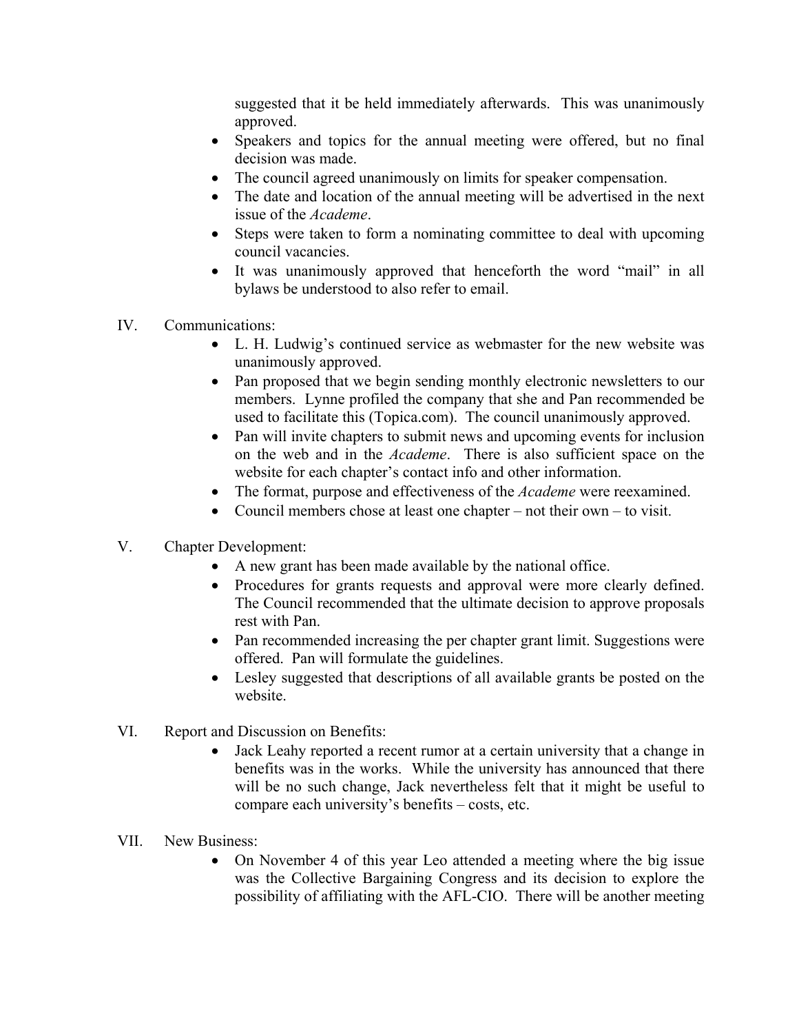suggested that it be held immediately afterwards. This was unanimously approved.

- Speakers and topics for the annual meeting were offered, but no final decision was made.
- The council agreed unanimously on limits for speaker compensation.
- The date and location of the annual meeting will be advertised in the next issue of the *Academe*.
- Steps were taken to form a nominating committee to deal with upcoming council vacancies.
- It was unanimously approved that henceforth the word "mail" in all bylaws be understood to also refer to email.

IV. Communications:

- L. H. Ludwig's continued service as webmaster for the new website was unanimously approved.
- Pan proposed that we begin sending monthly electronic newsletters to our members. Lynne profiled the company that she and Pan recommended be used to facilitate this (Topica.com). The council unanimously approved.
- Pan will invite chapters to submit news and upcoming events for inclusion on the web and in the *Academe*. There is also sufficient space on the website for each chapter's contact info and other information.
- The format, purpose and effectiveness of the *Academe* were reexamined.
- Council members chose at least one chapter – not their own – to visit.

V. Chapter Development:

- A new grant has been made available by the national office.
- Procedures for grants requests and approval were more clearly defined. The Council recommended that the ultimate decision to approve proposals rest with Pan.
- Pan recommended increasing the per chapter grant limit. Suggestions were offered. Pan will formulate the guidelines.
- Lesley suggested that descriptions of all available grants be posted on the website.

VI. Report and Discussion on Benefits:

- Jack Leahy reported a recent rumor at a certain university that a change in benefits was in the works. While the university has announced that there will be no such change, Jack nevertheless felt that it might be useful to compare each university's benefits – costs, etc.

VII. New Business:

- On November 4 of this year Leo attended a meeting where the big issue was the Collective Bargaining Congress and its decision to explore the possibility of affiliating with the AFL-CIO. There will be another meeting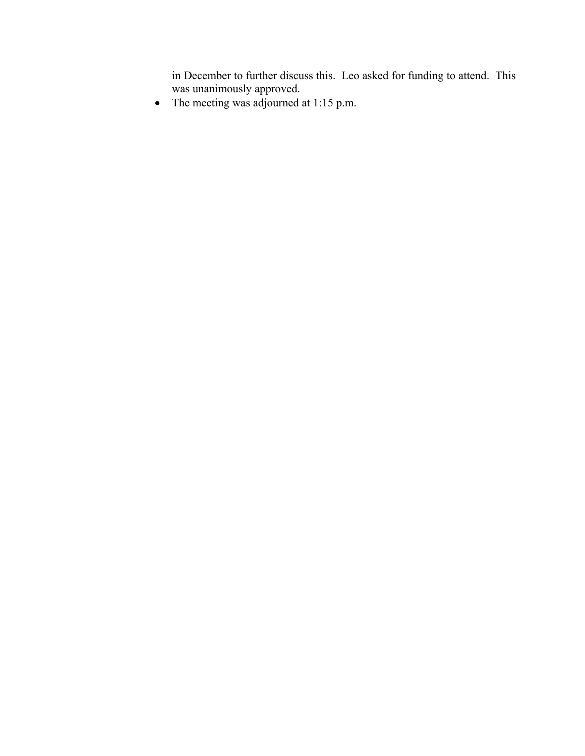in December to further discuss this. Leo asked for funding to attend. This was unanimously approved.

- The meeting was adjourned at 1:15 p.m.